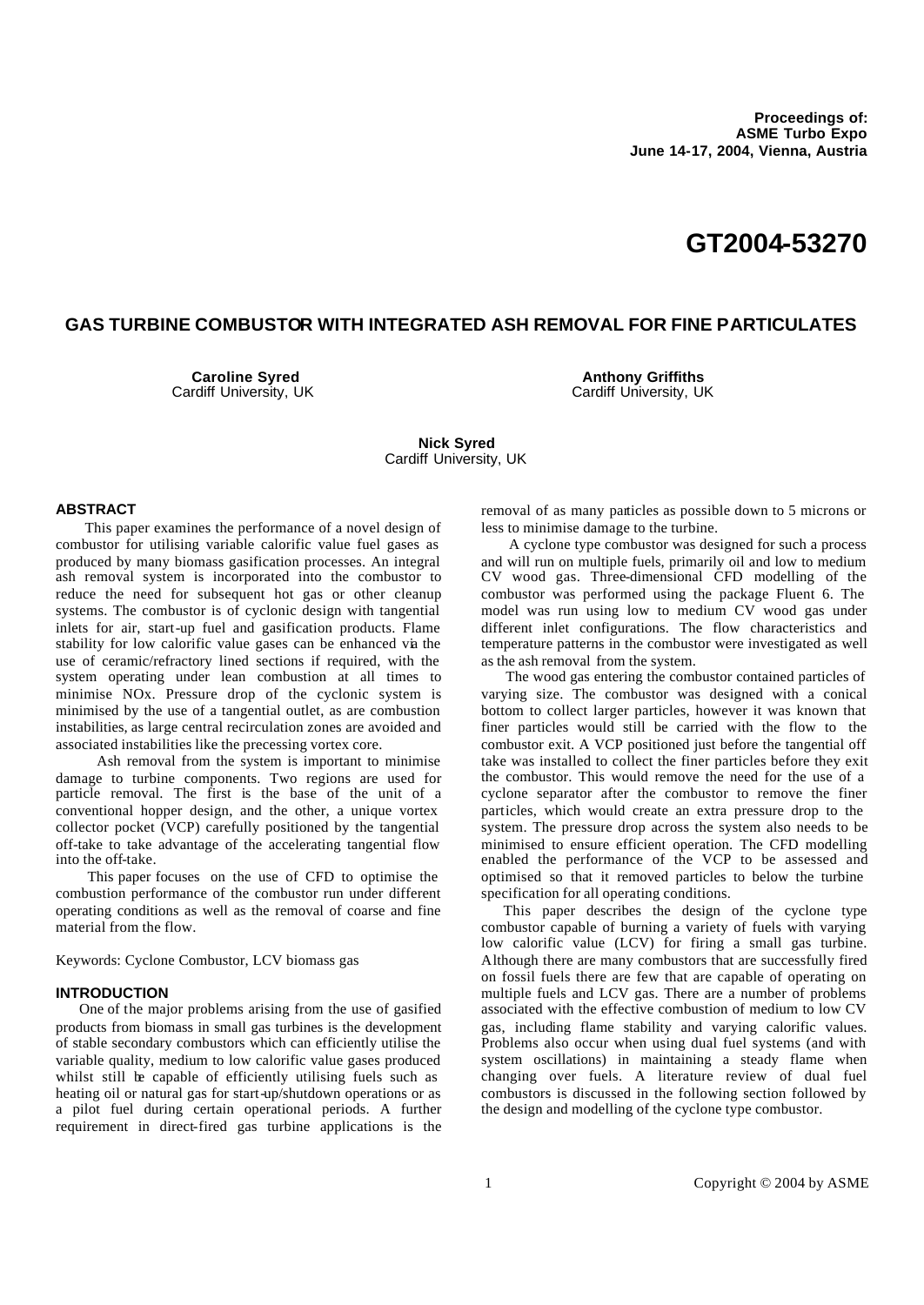Proceedings of:
ASME Turbo Expo
June 14-17, 2004, Vienna, Austria

# GT2004-53270

## GAS TURBINE COMBUSTOR WITH INTEGRATED ASH REMOVAL FOR FINE PARTICULATES

**Caroline Syred**
Cardiff University, UK

**Anthony Griffiths**
Cardiff University, UK

**Nick Syred**
Cardiff University, UK

### ABSTRACT

This paper examines the performance of a novel design of combustor for utilising variable calorific value fuel gases as produced by many biomass gasification processes. An integral ash removal system is incorporated into the combustor to reduce the need for subsequent hot gas or other cleanup systems. The combustor is of cyclonic design with tangential inlets for air, start-up fuel and gasification products. Flame stability for low calorific value gases can be enhanced via the use of ceramic/refractory lined sections if required, with the system operating under lean combustion at all times to minimise NOx. Pressure drop of the cyclonic system is minimised by the use of a tangential outlet, as are combustion instabilities, as large central recirculation zones are avoided and associated instabilities like the precessing vortex core.

Ash removal from the system is important to minimise damage to turbine components. Two regions are used for particle removal. The first is the base of the unit of a conventional hopper design, and the other, a unique vortex collector pocket (VCP) carefully positioned by the tangential off-take to take advantage of the accelerating tangential flow into the off-take.

This paper focuses on the use of CFD to optimise the combustion performance of the combustor run under different operating conditions as well as the removal of coarse and fine material from the flow.

Keywords: Cyclone Combustor, LCV biomass gas

### INTRODUCTION

One of the major problems arising from the use of gasified products from biomass in small gas turbines is the development of stable secondary combustors which can efficiently utilise the variable quality, medium to low calorific value gases produced whilst still be capable of efficiently utilising fuels such as heating oil or natural gas for start-up/shutdown operations or as a pilot fuel during certain operational periods. A further requirement in direct-fired gas turbine applications is the removal of as many particles as possible down to 5 microns or less to minimise damage to the turbine.

A cyclone type combustor was designed for such a process and will run on multiple fuels, primarily oil and low to medium CV wood gas. Three-dimensional CFD modelling of the combustor was performed using the package Fluent 6. The model was run using low to medium CV wood gas under different inlet configurations. The flow characteristics and temperature patterns in the combustor were investigated as well as the ash removal from the system.

The wood gas entering the combustor contained particles of varying size. The combustor was designed with a conical bottom to collect larger particles, however it was known that finer particles would still be carried with the flow to the combustor exit. A VCP positioned just before the tangential off take was installed to collect the finer particles before they exit the combustor. This would remove the need for the use of a cyclone separator after the combustor to remove the finer particles, which would create an extra pressure drop to the system. The pressure drop across the system also needs to be minimised to ensure efficient operation. The CFD modelling enabled the performance of the VCP to be assessed and optimised so that it removed particles to below the turbine specification for all operating conditions.

This paper describes the design of the cyclone type combustor capable of burning a variety of fuels with varying low calorific value (LCV) for firing a small gas turbine. Although there are many combustors that are successfully fired on fossil fuels there are few that are capable of operating on multiple fuels and LCV gas. There are a number of problems associated with the effective combustion of medium to low CV gas, including flame stability and varying calorific values. Problems also occur when using dual fuel systems (and with system oscillations) in maintaining a steady flame when changing over fuels. A literature review of dual fuel combustors is discussed in the following section followed by the design and modelling of the cyclone type combustor.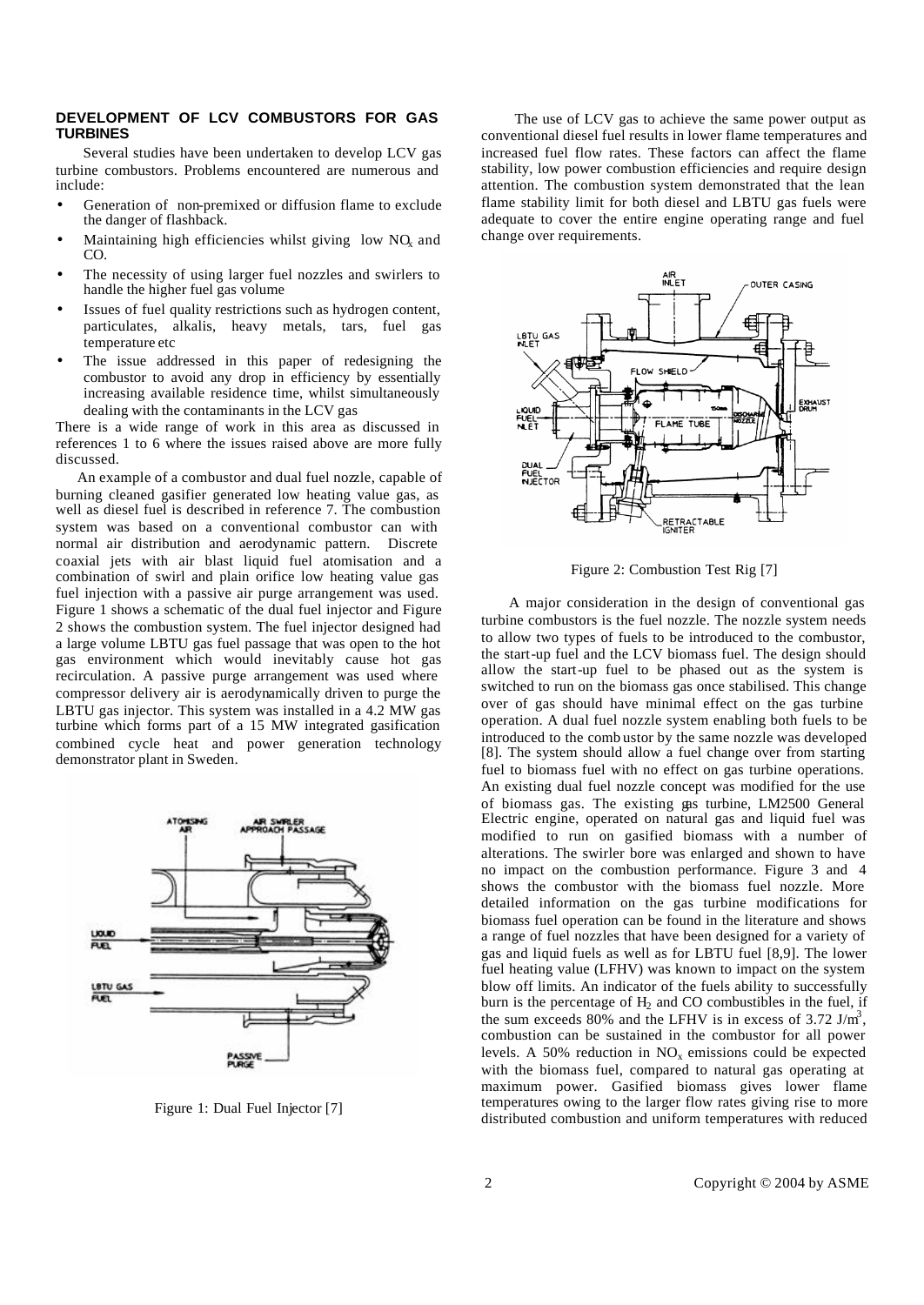## DEVELOPMENT OF LCV COMBUSTORS FOR GAS TURBINES

Several studies have been undertaken to develop LCV gas turbine combustors. Problems encountered are numerous and include:

- Generation of non-premixed or diffusion flame to exclude the danger of flashback.
- Maintaining high efficiencies whilst giving low $NO_x$ and CO.
- The necessity of using larger fuel nozzles and swirlers to handle the higher fuel gas volume
- Issues of fuel quality restrictions such as hydrogen content, particulates, alkalis, heavy metals, tars, fuel gas temperature etc
- The issue addressed in this paper of redesigning the combustor to avoid any drop in efficiency by essentially increasing available residence time, whilst simultaneously dealing with the contaminants in the LCV gas

There is a wide range of work in this area as discussed in references 1 to 6 where the issues raised above are more fully discussed.

An example of a combustor and dual fuel nozzle, capable of burning cleaned gasifier generated low heating value gas, as well as diesel fuel is described in reference 7. The combustion system was based on a conventional combustor can with normal air distribution and aerodynamic pattern. Discrete coaxial jets with air blast liquid fuel atomisation and a combination of swirl and plain orifice low heating value gas fuel injection with a passive air purge arrangement was used. Figure 1 shows a schematic of the dual fuel injector and Figure 2 shows the combustion system. The fuel injector designed had a large volume LBTU gas fuel passage that was open to the hot gas environment which would inevitably cause hot gas recirculation. A passive purge arrangement was used where compressor delivery air is aerodynamically driven to purge the LBTU gas injector. This system was installed in a 4.2 MW gas turbine which forms part of a 15 MW integrated gasification combined cycle heat and power generation technology demonstrator plant in Sweden.

Figure 1: Dual Fuel Injector [7]

The use of LCV gas to achieve the same power output as conventional diesel fuel results in lower flame temperatures and increased fuel flow rates. These factors can affect the flame stability, low power combustion efficiencies and require design attention. The combustion system demonstrated that the lean flame stability limit for both diesel and LBTU gas fuels were adequate to cover the entire engine operating range and fuel change over requirements.

Figure 2: Combustion Test Rig [7]

A major consideration in the design of conventional gas turbine combustors is the fuel nozzle. The nozzle system needs to allow two types of fuels to be introduced to the combustor, the start-up fuel and the LCV biomass fuel. The design should allow the start-up fuel to be phased out as the system is switched to run on the biomass gas once stabilised. This change over of gas should have minimal effect on the gas turbine operation. A dual fuel nozzle system enabling both fuels to be introduced to the combustor by the same nozzle was developed [8]. The system should allow a fuel change over from starting fuel to biomass fuel with no effect on gas turbine operations. An existing dual fuel nozzle concept was modified for the use of biomass gas. The existing gas turbine, LM2500 General Electric engine, operated on natural gas and liquid fuel was modified to run on gasified biomass with a number of alterations. The swirler bore was enlarged and shown to have no impact on the combustion performance. Figure 3 and 4 shows the combustor with the biomass fuel nozzle. More detailed information on the gas turbine modifications for biomass fuel operation can be found in the literature and shows a range of fuel nozzles that have been designed for a variety of gas and liquid fuels as well as for LBTU fuel [8,9]. The lower fuel heating value (LFHV) was known to impact on the system blow off limits. An indicator of the fuels ability to successfully burn is the percentage of $H_2$ and CO combustibles in the fuel, if the sum exceeds 80% and the LFHV is in excess of 3.72 $J/m^3$, combustion can be sustained in the combustor for all power levels. A 50% reduction in $NO_x$ emissions could be expected with the biomass fuel, compared to natural gas operating at maximum power. Gasified biomass gives lower flame temperatures owing to the larger flow rates giving rise to more distributed combustion and uniform temperatures with reduced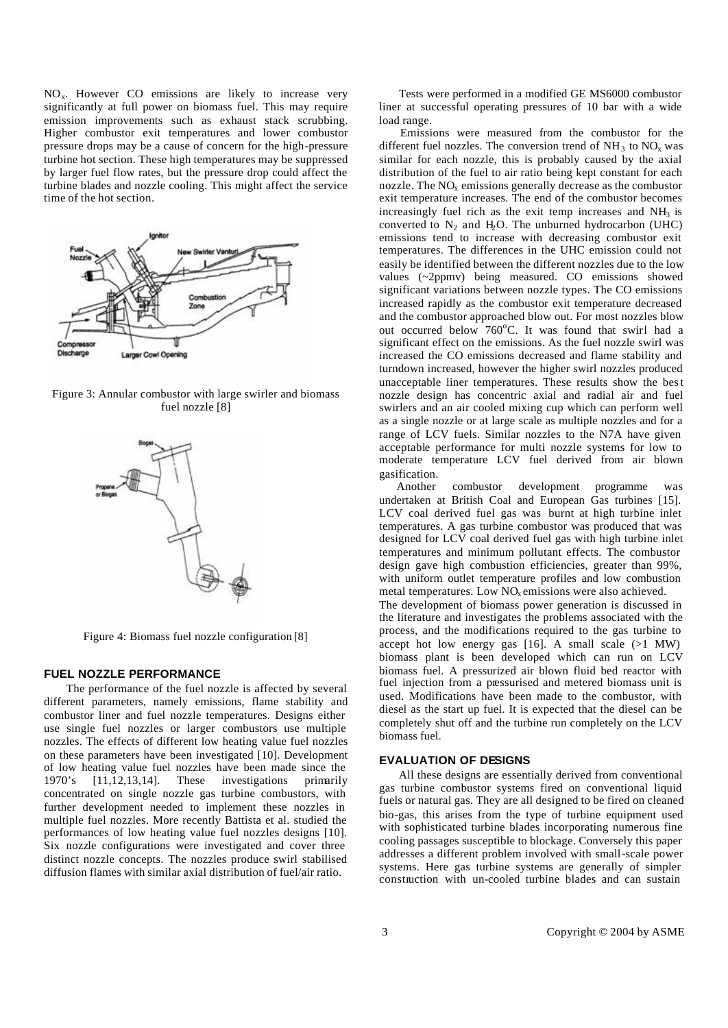$NO_x$. However CO emissions are likely to increase very significantly at full power on biomass fuel. This may require emission improvements such as exhaust stack scrubbing. Higher combustor exit temperatures and lower combustor pressure drops may be a cause of concern for the high-pressure turbine hot section. These high temperatures may be suppressed by larger fuel flow rates, but the pressure drop could affect the turbine blades and nozzle cooling. This might affect the service time of the hot section.

Figure 3: Annular combustor with large swirler and biomass fuel nozzle [8]

Figure 4: Biomass fuel nozzle configuration [8]

## FUEL NOZZLE PERFORMANCE

The performance of the fuel nozzle is affected by several different parameters, namely emissions, flame stability and combustor liner and fuel nozzle temperatures. Designs either use single fuel nozzles or larger combustors use multiple nozzles. The effects of different low heating value fuel nozzles on these parameters have been investigated [10]. Development of low heating value fuel nozzles have been made since the 1970's [11,12,13,14]. These investigations primarily concentrated on single nozzle gas turbine combustors, with further development needed to implement these nozzles in multiple fuel nozzles. More recently Battista et al. studied the performances of low heating value fuel nozzles designs [10]. Six nozzle configurations were investigated and cover three distinct nozzle concepts. The nozzles produce swirl stabilised diffusion flames with similar axial distribution of fuel/air ratio.

Tests were performed in a modified GE MS6000 combustor liner at successful operating pressures of 10 bar with a wide load range.

Emissions were measured from the combustor for the different fuel nozzles. The conversion trend of $NH_3$ to $NO_x$ was similar for each nozzle, this is probably caused by the axial distribution of the fuel to air ratio being kept constant for each nozzle. The $NO_x$ emissions generally decrease as the combustor exit temperature increases. The end of the combustor becomes increasingly fuel rich as the exit temp increases and $NH_3$ is converted to $N_2$ and $H_2O$. The unburned hydrocarbon (UHC) emissions tend to increase with decreasing combustor exit temperatures. The differences in the UHC emission could not easily be identified between the different nozzles due to the low values (~2ppmv) being measured. CO emissions showed significant variations between nozzle types. The CO emissions increased rapidly as the combustor exit temperature decreased and the combustor approached blow out. For most nozzles blow out occurred below 760$^{o}$C. It was found that swirl had a significant effect on the emissions. As the fuel nozzle swirl was increased the CO emissions decreased and flame stability and turndown increased, however the higher swirl nozzles produced unacceptable liner temperatures. These results show the best nozzle design has concentric axial and radial air and fuel swirlers and an air cooled mixing cup which can perform well as a single nozzle or at large scale as multiple nozzles and for a range of LCV fuels. Similar nozzles to the N7A have given acceptable performance for multi nozzle systems for low to moderate temperature LCV fuel derived from air blown gasification.

Another combustor development programme was undertaken at British Coal and European Gas turbines [15]. LCV coal derived fuel gas was burnt at high turbine inlet temperatures. A gas turbine combustor was produced that was designed for LCV coal derived fuel gas with high turbine inlet temperatures and minimum pollutant effects. The combustor design gave high combustion efficiencies, greater than 99%, with uniform outlet temperature profiles and low combustion metal temperatures. Low $NO_x$ emissions were also achieved.

The development of biomass power generation is discussed in the literature and investigates the problems associated with the process, and the modifications required to the gas turbine to accept hot low energy gas [16]. A small scale (>1 MW) biomass plant is been developed which can run on LCV biomass fuel. A pressurized air blown fluid bed reactor with fuel injection from a pressurised and metered biomass unit is used. Modifications have been made to the combustor, with diesel as the start up fuel. It is expected that the diesel can be completely shut off and the turbine run completely on the LCV biomass fuel.

## EVALUATION OF DESIGNS

All these designs are essentially derived from conventional gas turbine combustor systems fired on conventional liquid fuels or natural gas. They are all designed to be fired on cleaned bio-gas, this arises from the type of turbine equipment used with sophisticated turbine blades incorporating numerous fine cooling passages susceptible to blockage. Conversely this paper addresses a different problem involved with small-scale power systems. Here gas turbine systems are generally of simpler construction with un-cooled turbine blades and can sustain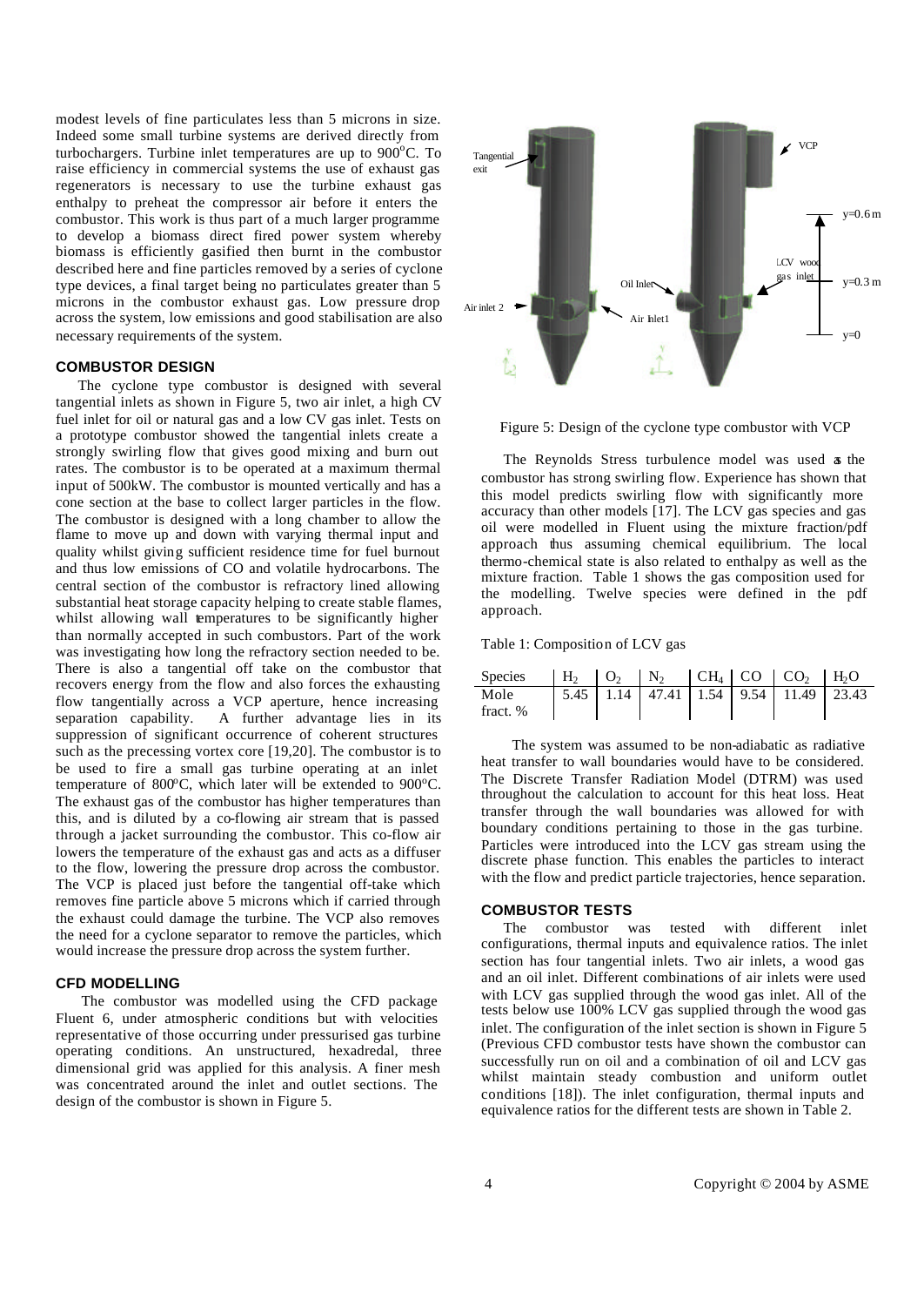modest levels of fine particulates less than 5 microns in size. Indeed some small turbine systems are derived directly from turbochargers. Turbine inlet temperatures are up to 900°C. To raise efficiency in commercial systems the use of exhaust gas regenerators is necessary to use the turbine exhaust gas enthalpy to preheat the compressor air before it enters the combustor. This work is thus part of a much larger programme to develop a biomass direct fired power system whereby biomass is efficiently gasified then burnt in the combustor described here and fine particles removed by a series of cyclone type devices, a final target being no particulates greater than 5 microns in the combustor exhaust gas. Low pressure drop across the system, low emissions and good stabilisation are also necessary requirements of the system.

## COMBUSTOR DESIGN

The cyclone type combustor is designed with several tangential inlets as shown in Figure 5, two air inlet, a high CV fuel inlet for oil or natural gas and a low CV gas inlet. Tests on a prototype combustor showed the tangential inlets create a strongly swirling flow that gives good mixing and burn out rates. The combustor is to be operated at a maximum thermal input of 500kW. The combustor is mounted vertically and has a cone section at the base to collect larger particles in the flow. The combustor is designed with a long chamber to allow the flame to move up and down with varying thermal input and quality whilst giving sufficient residence time for fuel burnout and thus low emissions of CO and volatile hydrocarbons. The central section of the combustor is refractory lined allowing substantial heat storage capacity helping to create stable flames, whilst allowing wall temperatures to be significantly higher than normally accepted in such combustors. Part of the work was investigating how long the refractory section needed to be. There is also a tangential off take on the combustor that recovers energy from the flow and also forces the exhausting flow tangentially across a VCP aperture, hence increasing separation capability. A further advantage lies in its suppression of significant occurrence of coherent structures such as the precessing vortex core [19,20]. The combustor is to be used to fire a small gas turbine operating at an inlet temperature of 800°C, which later will be extended to 900°C. The exhaust gas of the combustor has higher temperatures than this, and is diluted by a co-flowing air stream that is passed through a jacket surrounding the combustor. This co-flow air lowers the temperature of the exhaust gas and acts as a diffuser to the flow, lowering the pressure drop across the combustor. The VCP is placed just before the tangential off-take which removes fine particle above 5 microns which if carried through the exhaust could damage the turbine. The VCP also removes the need for a cyclone separator to remove the particles, which would increase the pressure drop across the system further.

## CFD MODELLING

The combustor was modelled using the CFD package Fluent 6, under atmospheric conditions but with velocities representative of those occurring under pressurised gas turbine operating conditions. An unstructured, hexadredal, three dimensional grid was applied for this analysis. A finer mesh was concentrated around the inlet and outlet sections. The design of the combustor is shown in Figure 5.

Tangential exit, VCP, y=0.6 m, LCV wood gas inlet, y=0.3 m, Oil Inlet, Air inlet 2, Air Inlet1, y=0

Figure 5: Design of the cyclone type combustor with VCP

The Reynolds Stress turbulence model was used as the combustor has strong swirling flow. Experience has shown that this model predicts swirling flow with significantly more accuracy than other models [17]. The LCV gas species and gas oil were modelled in Fluent using the mixture fraction/pdf approach thus assuming chemical equilibrium. The local thermo-chemical state is also related to enthalpy as well as the mixture fraction. Table 1 shows the gas composition used for the modelling. Twelve species were defined in the pdf approach.

Table 1: Composition of LCV gas

| Species | $H_2$ | $O_2$ | $N_2$ | $CH_4$ | CO | $CO_2$ | $H_2O$ |
|---|---|---|---|---|---|---|---|
| Mole fract. % | 5.45 | 1.14 | 47.41 | 1.54 | 9.54 | 11.49 | 23.43 |

The system was assumed to be non-adiabatic as radiative heat transfer to wall boundaries would have to be considered. The Discrete Transfer Radiation Model (DTRM) was used throughout the calculation to account for this heat loss. Heat transfer through the wall boundaries was allowed for with boundary conditions pertaining to those in the gas turbine. Particles were introduced into the LCV gas stream using the discrete phase function. This enables the particles to interact with the flow and predict particle trajectories, hence separation.

## COMBUSTOR TESTS

The combustor was tested with different inlet configurations, thermal inputs and equivalence ratios. The inlet section has four tangential inlets. Two air inlets, a wood gas and an oil inlet. Different combinations of air inlets were used with LCV gas supplied through the wood gas inlet. All of the tests below use 100% LCV gas supplied through the wood gas inlet. The configuration of the inlet section is shown in Figure 5 (Previous CFD combustor tests have shown the combustor can successfully run on oil and a combination of oil and LCV gas whilst maintain steady combustion and uniform outlet conditions [18]). The inlet configuration, thermal inputs and equivalence ratios for the different tests are shown in Table 2.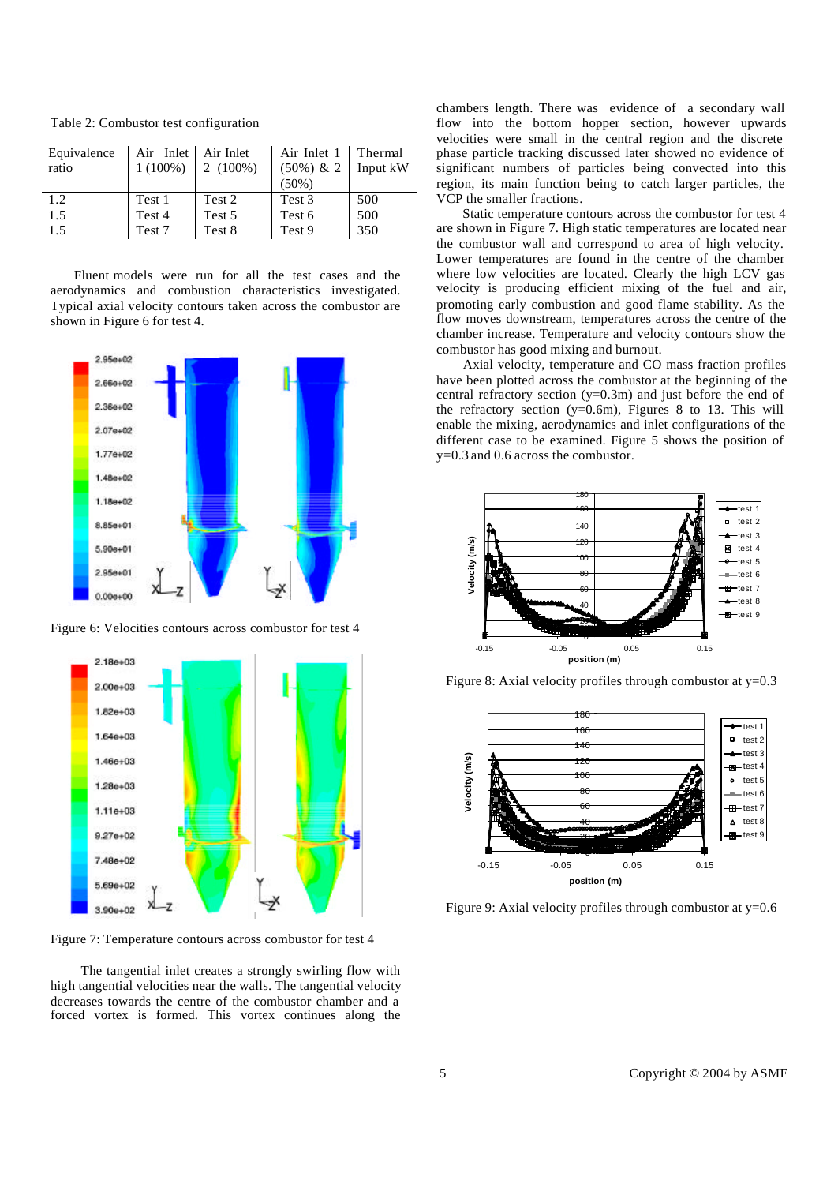Table 2: Combustor test configuration

| Equivalence ratio | Air Inlet 1 (100%) | Air Inlet 2 (100%) | Air Inlet 1 (50%) & 2 (50%) | Thermal Input kW |
|---|---|---|---|---|
| 1.2 | Test 1 | Test 2 | Test 3 | 500 |
| 1.5 | Test 4 | Test 5 | Test 6 | 500 |
| 1.5 | Test 7 | Test 8 | Test 9 | 350 |

Fluent models were run for all the test cases and the aerodynamics and combustion characteristics investigated. Typical axial velocity contours taken across the combustor are shown in Figure 6 for test 4.

Figure 6: Velocities contours across combustor for test 4

Figure 7: Temperature contours across combustor for test 4

The tangential inlet creates a strongly swirling flow with high tangential velocities near the walls. The tangential velocity decreases towards the centre of the combustor chamber and a forced vortex is formed. This vortex continues along the chambers length. There was evidence of a secondary wall flow into the bottom hopper section, however upwards velocities were small in the central region and the discrete phase particle tracking discussed later showed no evidence of significant numbers of particles being convected into this region, its main function being to catch larger particles, the VCP the smaller fractions.

Static temperature contours across the combustor for test 4 are shown in Figure 7. High static temperatures are located near the combustor wall and correspond to area of high velocity. Lower temperatures are found in the centre of the chamber where low velocities are located. Clearly the high LCV gas velocity is producing efficient mixing of the fuel and air, promoting early combustion and good flame stability. As the flow moves downstream, temperatures across the centre of the chamber increase. Temperature and velocity contours show the combustor has good mixing and burnout.

Axial velocity, temperature and CO mass fraction profiles have been plotted across the combustor at the beginning of the central refractory section (y=0.3m) and just before the end of the refractory section (y=0.6m), Figures 8 to 13. This will enable the mixing, aerodynamics and inlet configurations of the different case to be examined. Figure 5 shows the position of y=0.3 and 0.6 across the combustor.

Figure 8: Axial velocity profiles through combustor at y=0.3

Figure 9: Axial velocity profiles through combustor at y=0.6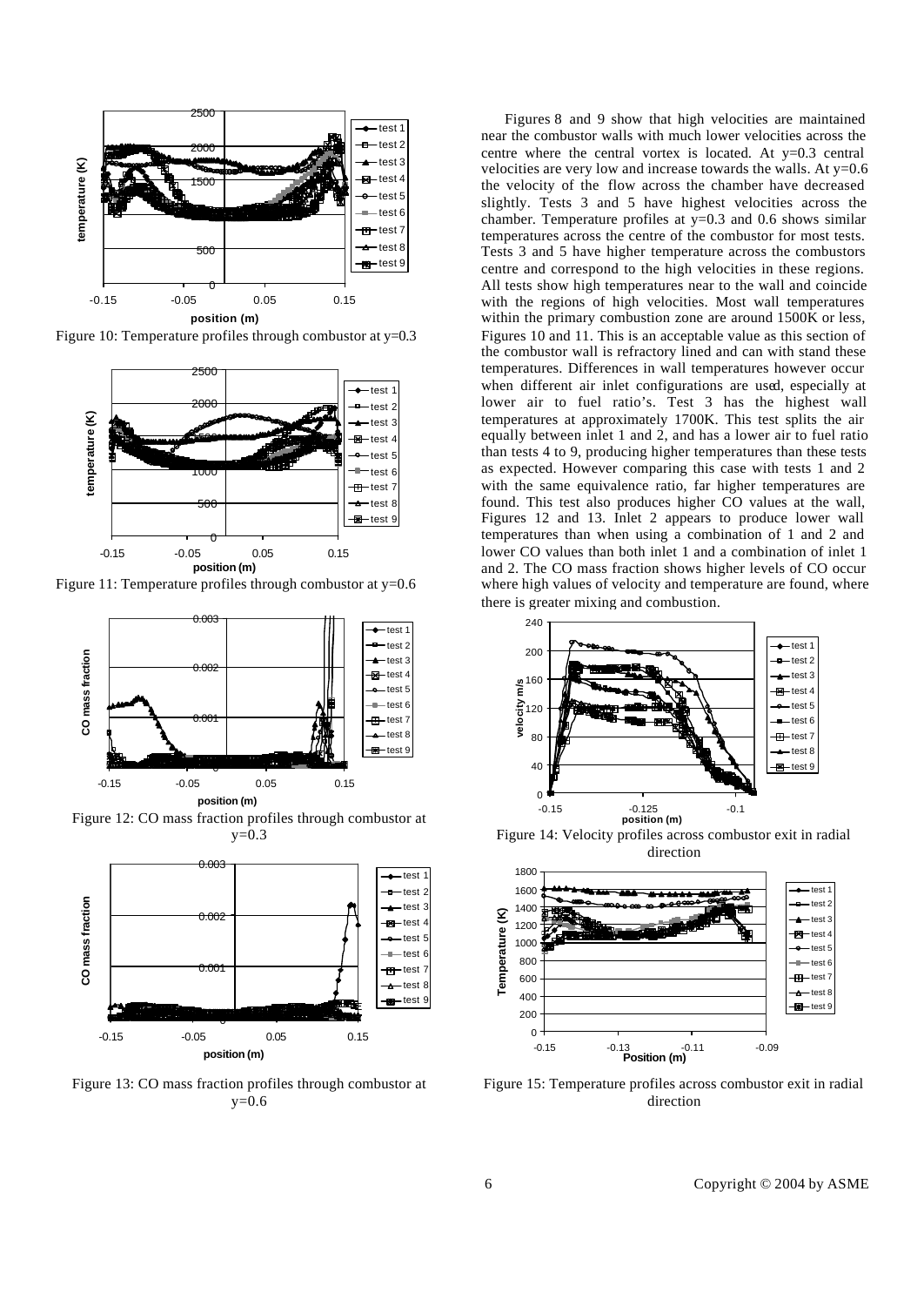Figure 10: Temperature profiles through combustor at y=0.3

Figure 11: Temperature profiles through combustor at y=0.6

Figure 12: CO mass fraction profiles through combustor at y=0.3

Figure 13: CO mass fraction profiles through combustor at y=0.6

Figures 8 and 9 show that high velocities are maintained near the combustor walls with much lower velocities across the centre where the central vortex is located. At y=0.3 central velocities are very low and increase towards the walls. At y=0.6 the velocity of the flow across the chamber have decreased slightly. Tests 3 and 5 have highest velocities across the chamber. Temperature profiles at y=0.3 and 0.6 shows similar temperatures across the centre of the combustor for most tests. Tests 3 and 5 have higher temperature across the combustors centre and correspond to the high velocities in these regions. All tests show high temperatures near to the wall and coincide with the regions of high velocities. Most wall temperatures within the primary combustion zone are around 1500K or less, Figures 10 and 11. This is an acceptable value as this section of the combustor wall is refractory lined and can with stand these temperatures. Differences in wall temperatures however occur when different air inlet configurations are used, especially at lower air to fuel ratio's. Test 3 has the highest wall temperatures at approximately 1700K. This test splits the air equally between inlet 1 and 2, and has a lower air to fuel ratio than tests 4 to 9, producing higher temperatures than these tests as expected. However comparing this case with tests 1 and 2 with the same equivalence ratio, far higher temperatures are found. This test also produces higher CO values at the wall, Figures 12 and 13. Inlet 2 appears to produce lower wall temperatures than when using a combination of 1 and 2 and lower CO values than both inlet 1 and a combination of inlet 1 and 2. The CO mass fraction shows higher levels of CO occur where high values of velocity and temperature are found, where there is greater mixing and combustion.

Figure 14: Velocity profiles across combustor exit in radial direction

Figure 15: Temperature profiles across combustor exit in radial direction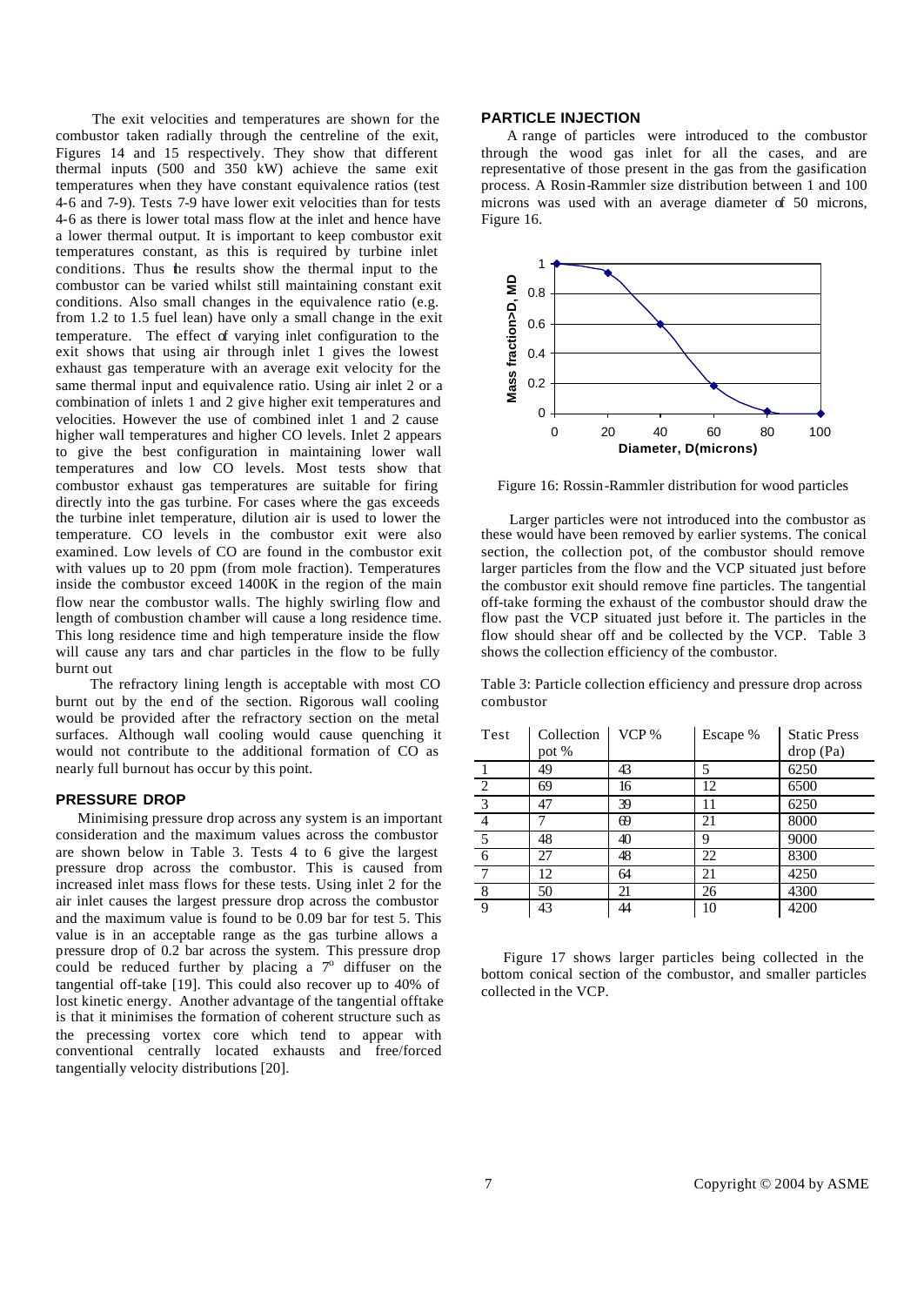The exit velocities and temperatures are shown for the combustor taken radially through the centreline of the exit, Figures 14 and 15 respectively. They show that different thermal inputs (500 and 350 kW) achieve the same exit temperatures when they have constant equivalence ratios (test 4-6 and 7-9). Tests 7-9 have lower exit velocities than for tests 4-6 as there is lower total mass flow at the inlet and hence have a lower thermal output. It is important to keep combustor exit temperatures constant, as this is required by turbine inlet conditions. Thus the results show the thermal input to the combustor can be varied whilst still maintaining constant exit conditions. Also small changes in the equivalence ratio (e.g. from 1.2 to 1.5 fuel lean) have only a small change in the exit temperature. The effect of varying inlet configuration to the exit shows that using air through inlet 1 gives the lowest exhaust gas temperature with an average exit velocity for the same thermal input and equivalence ratio. Using air inlet 2 or a combination of inlets 1 and 2 give higher exit temperatures and velocities. However the use of combined inlet 1 and 2 cause higher wall temperatures and higher CO levels. Inlet 2 appears to give the best configuration in maintaining lower wall temperatures and low CO levels. Most tests show that combustor exhaust gas temperatures are suitable for firing directly into the gas turbine. For cases where the gas exceeds the turbine inlet temperature, dilution air is used to lower the temperature. CO levels in the combustor exit were also examined. Low levels of CO are found in the combustor exit with values up to 20 ppm (from mole fraction). Temperatures inside the combustor exceed 1400K in the region of the main flow near the combustor walls. The highly swirling flow and length of combustion chamber will cause a long residence time. This long residence time and high temperature inside the flow will cause any tars and char particles in the flow to be fully burnt out

The refractory lining length is acceptable with most CO burnt out by the end of the section. Rigorous wall cooling would be provided after the refractory section on the metal surfaces. Although wall cooling would cause quenching it would not contribute to the additional formation of CO as nearly full burnout has occur by this point.

## PRESSURE DROP

Minimising pressure drop across any system is an important consideration and the maximum values across the combustor are shown below in Table 3. Tests 4 to 6 give the largest pressure drop across the combustor. This is caused from increased inlet mass flows for these tests. Using inlet 2 for the air inlet causes the largest pressure drop across the combustor and the maximum value is found to be 0.09 bar for test 5. This value is in an acceptable range as the gas turbine allows a pressure drop of 0.2 bar across the system. This pressure drop could be reduced further by placing a $7^{o}$ diffuser on the tangential off-take [19]. This could also recover up to 40% of lost kinetic energy. Another advantage of the tangential offtake is that it minimises the formation of coherent structure such as the precessing vortex core which tend to appear with conventional centrally located exhausts and free/forced tangentially velocity distributions [20].

## PARTICLE INJECTION

A range of particles were introduced to the combustor through the wood gas inlet for all the cases, and are representative of those present in the gas from the gasification process. A Rosin-Rammler size distribution between 1 and 100 microns was used with an average diameter of 50 microns, Figure 16.

Figure 16: Rossin-Rammler distribution for wood particles

Larger particles were not introduced into the combustor as these would have been removed by earlier systems. The conical section, the collection pot, of the combustor should remove larger particles from the flow and the VCP situated just before the combustor exit should remove fine particles. The tangential off-take forming the exhaust of the combustor should draw the flow past the VCP situated just before it. The particles in the flow should shear off and be collected by the VCP. Table 3 shows the collection efficiency of the combustor.

Table 3: Particle collection efficiency and pressure drop across combustor

| Test | Collection pot % | VCP % | Escape % | Static Press drop (Pa) |
|---|---|---|---|---|
| 1 | 49 | 43 | 5 | 6250 |
| 2 | 69 | 16 | 12 | 6500 |
| 3 | 47 | 39 | 11 | 6250 |
| 4 | 7 | 69 | 21 | 8000 |
| 5 | 48 | 40 | 9 | 9000 |
| 6 | 27 | 48 | 22 | 8300 |
| 7 | 12 | 64 | 21 | 4250 |
| 8 | 50 | 21 | 26 | 4300 |
| 9 | 43 | 44 | 10 | 4200 |

Figure 17 shows larger particles being collected in the bottom conical section of the combustor, and smaller particles collected in the VCP.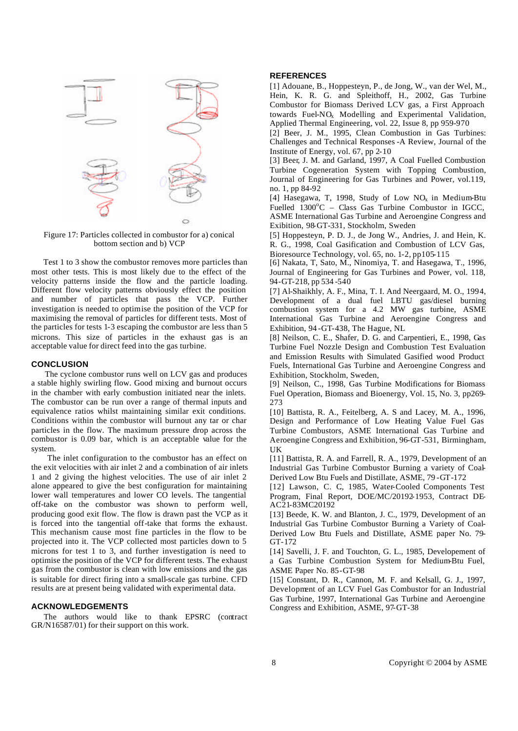Figure 17: Particles collected in combustor for a) conical bottom section and b) VCP

Test 1 to 3 show the combustor removes more particles than most other tests. This is most likely due to the effect of the velocity patterns inside the flow and the particle loading. Different flow velocity patterns obviously effect the position and number of particles that pass the VCP. Further investigation is needed to optimise the position of the VCP for maximising the removal of particles for different tests. Most of the particles for tests 1-3 escaping the combustor are less than 5 microns. This size of particles in the exhaust gas is an acceptable value for direct feed into the gas turbine.

## CONCLUSION

The cyclone combustor runs well on LCV gas and produces a stable highly swirling flow. Good mixing and burnout occurs in the chamber with early combustion initiated near the inlets. The combustor can be run over a range of thermal inputs and equivalence ratios whilst maintaining similar exit conditions. Conditions within the combustor will burnout any tar or char particles in the flow. The maximum pressure drop across the combustor is 0.09 bar, which is an acceptable value for the system.

The inlet configuration to the combustor has an effect on the exit velocities with air inlet 2 and a combination of air inlets 1 and 2 giving the highest velocities. The use of air inlet 2 alone appeared to give the best configuration for maintaining lower wall temperatures and lower CO levels. The tangential off-take on the combustor was shown to perform well, producing good exit flow. The flow is drawn past the VCP as it is forced into the tangential off-take that forms the exhaust. This mechanism cause most fine particles in the flow to be projected into it. The VCP collected most particles down to 5 microns for test 1 to 3, and further investigation is need to optimise the position of the VCP for different tests. The exhaust gas from the combustor is clean with low emissions and the gas is suitable for direct firing into a small-scale gas turbine. CFD results are at present being validated with experimental data.

## ACKNOWLEDGEMENTS

The authors would like to thank EPSRC (contract GR/N16587/01) for their support on this work.

## REFERENCES

[1] Adouane, B., Hoppesteyn, P., de Jong, W., van der Wel, M., Hein, K. R. G. and Spleithoff, H., 2002, Gas Turbine Combustor for Biomass Derived LCV gas, a First Approach towards Fuel-$NO_x$ Modelling and Experimental Validation, Applied Thermal Engineering, vol. 22, Issue 8, pp 959-970

[2] Beer, J. M., 1995, Clean Combustion in Gas Turbines: Challenges and Technical Responses -A Review, Journal of the Institute of Energy, vol. 67, pp 2-10

[3] Beer, J. M. and Garland, 1997, A Coal Fuelled Combustion Turbine Cogeneration System with Topping Combustion, Journal of Engineering for Gas Turbines and Power, vol.119, no. 1, pp 84-92

[4] Hasegawa, T, 1998, Study of Low $NO_x$ in Medium-Btu Fuelled 1300$^{o}$C – Class Gas Turbine Combustor in IGCC, ASME International Gas Turbine and Aeroengine Congress and Exibition, 98-GT-331, Stockholm, Sweden

[5] Hoppesteyn, P. D. J., de Jong W., Andries, J. and Hein, K. R. G., 1998, Coal Gasification and Combustion of LCV Gas, Bioresource Technology, vol. 65, no. 1-2, pp105-115

[6] Nakata, T, Sato, M., Ninomiya, T. and Hasegawa, T., 1996, Journal of Engineering for Gas Turbines and Power, vol. 118, 94-GT-218, pp 534-540

[7] Al-Shaikhly, A. F., Mina, T. I. And Neergaard, M. O., 1994, Development of a dual fuel LBTU gas/diesel burning combustion system for a 4.2 MW gas turbine, ASME International Gas Turbine and Aeroengine Congress and Exhibition, 94-GT-438, The Hague, NL

[8] Neilson, C. E., Shafer, D. G. and Carpentieri, E., 1998, Gas Turbine Fuel Nozzle Design and Combustion Test Evaluation and Emission Results with Simulated Gasified wood Product Fuels, International Gas Turbine and Aeroengine Congress and Exhibition, Stockholm, Sweden,

[9] Neilson, C., 1998, Gas Turbine Modifications for Biomass Fuel Operation, Biomass and Bioenergy, Vol. 15, No. 3, pp269-273

[10] Battista, R. A., Feitelberg, A. S and Lacey, M. A., 1996, Design and Performance of Low Heating Value Fuel Gas Turbine Combustors, ASME International Gas Turbine and Aeroengine Congress and Exhibition, 96-GT-531, Birmingham, UK

[11] Battista, R. A. and Farrell, R. A., 1979, Development of an Industrial Gas Turbine Combustor Burning a variety of Coal-Derived Low Btu Fuels and Distillate, ASME, 79-GT-172

[12] Lawson, C. C, 1985, Water-Cooled Components Test Program, Final Report, DOE/MC/20192-1953, Contract DE-AC21-83MC20192

[13] Beede, K. W. and Blanton, J. C., 1979, Development of an Industrial Gas Turbine Combustor Burning a Variety of Coal-Derived Low Btu Fuels and Distillate, ASME paper No. 79-GT-172

[14] Savelli, J. F. and Touchton, G. L., 1985, Developement of a Gas Turbine Combustion System for Medium-Btu Fuel, ASME Paper No. 85-GT-98

[15] Constant, D. R., Cannon, M. F. and Kelsall, G. J., 1997, Development of an LCV Fuel Gas Combustor for an Industrial Gas Turbine, 1997, International Gas Turbine and Aeroengine Congress and Exhibition, ASME, 97-GT-38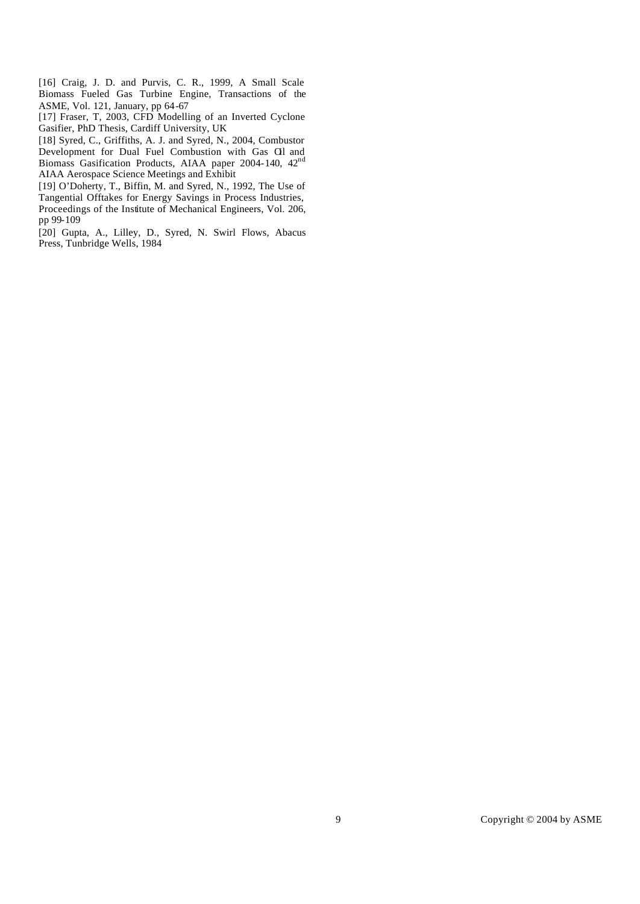[16] Craig, J. D. and Purvis, C. R., 1999, A Small Scale Biomass Fueled Gas Turbine Engine, Transactions of the ASME, Vol. 121, January, pp 64-67

[17] Fraser, T, 2003, CFD Modelling of an Inverted Cyclone Gasifier, PhD Thesis, Cardiff University, UK

[18] Syred, C., Griffiths, A. J. and Syred, N., 2004, Combustor Development for Dual Fuel Combustion with Gas Oil and Biomass Gasification Products, AIAA paper 2004-140, 42nd AIAA Aerospace Science Meetings and Exhibit

[19] O'Doherty, T., Biffin, M. and Syred, N., 1992, The Use of Tangential Offtakes for Energy Savings in Process Industries, Proceedings of the Institute of Mechanical Engineers, Vol. 206, pp 99-109

[20] Gupta, A., Lilley, D., Syred, N. Swirl Flows, Abacus Press, Tunbridge Wells, 1984

Copyright © 2004 by ASME